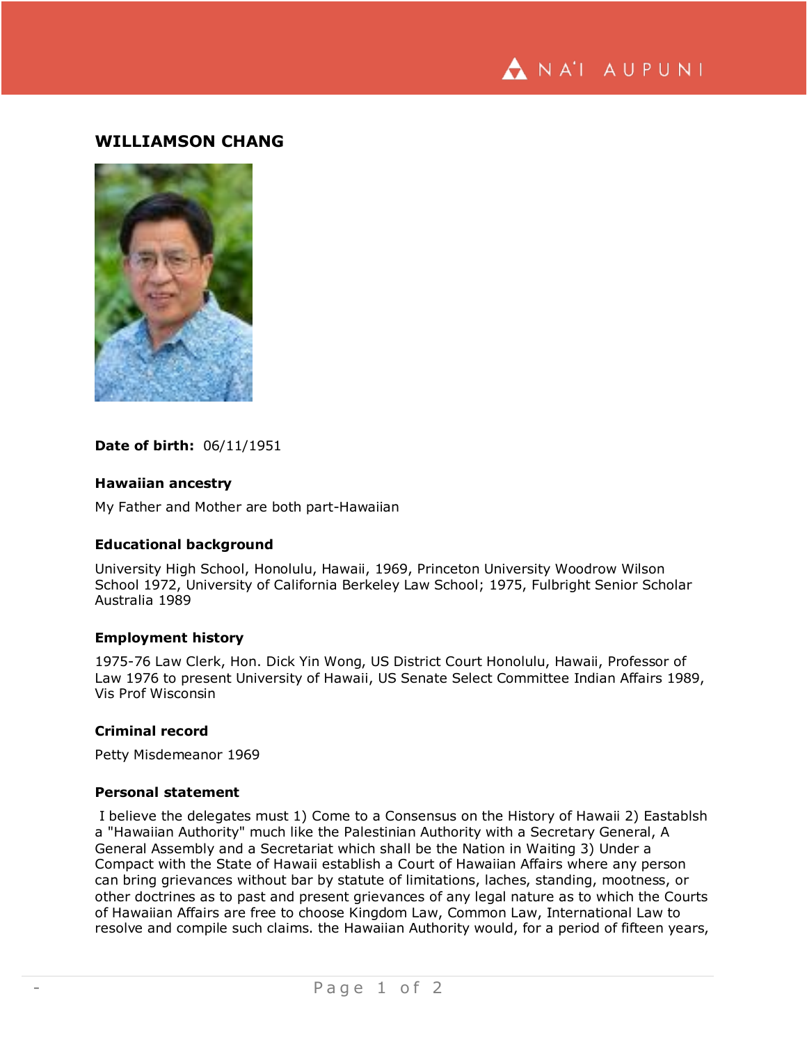# WILLIAMSON CHANG

**Date of birth:** 06/11/1951

### Hawaiian ancestry

My Father and Mother are both part-Hawaiian

### Educational background

University High School, Honolulu, Hawaii, 1969, Princeton University Woodrow Wilson School 1972, University of California Berkeley Law School; 1975, Fulbright Senior Scholar Australia 1989

### Employment history

1975-76 Law Clerk, Hon. Dick Yin Wong, US District Court Honolulu, Hawaii, Professor of Law 1976 to present University of Hawaii, US Senate Select Committee Indian Affairs 1989, Vis Prof Wisconsin

### Criminal record

Petty Misdemeanor 1969

### Personal statement

I believe the delegates must 1) Come to a Consensus on the History of Hawaii 2) Eastablsh a "Hawaiian Authority" much like the Palestinian Authority with a Secretary General, A General Assembly and a Secretariat which shall be the Nation in Waiting 3) Under a Compact with the State of Hawaii establish a Court of Hawaiian Affairs where any person can bring grievances without bar by statute of limitations, laches, standing, mootness, or other doctrines as to past and present grievances of any legal nature as to which the Courts of Hawaiian Affairs are free to choose Kingdom Law, Common Law, International Law to resolve and compile such claims. the Hawaiian Authority would, for a period of fifteen years,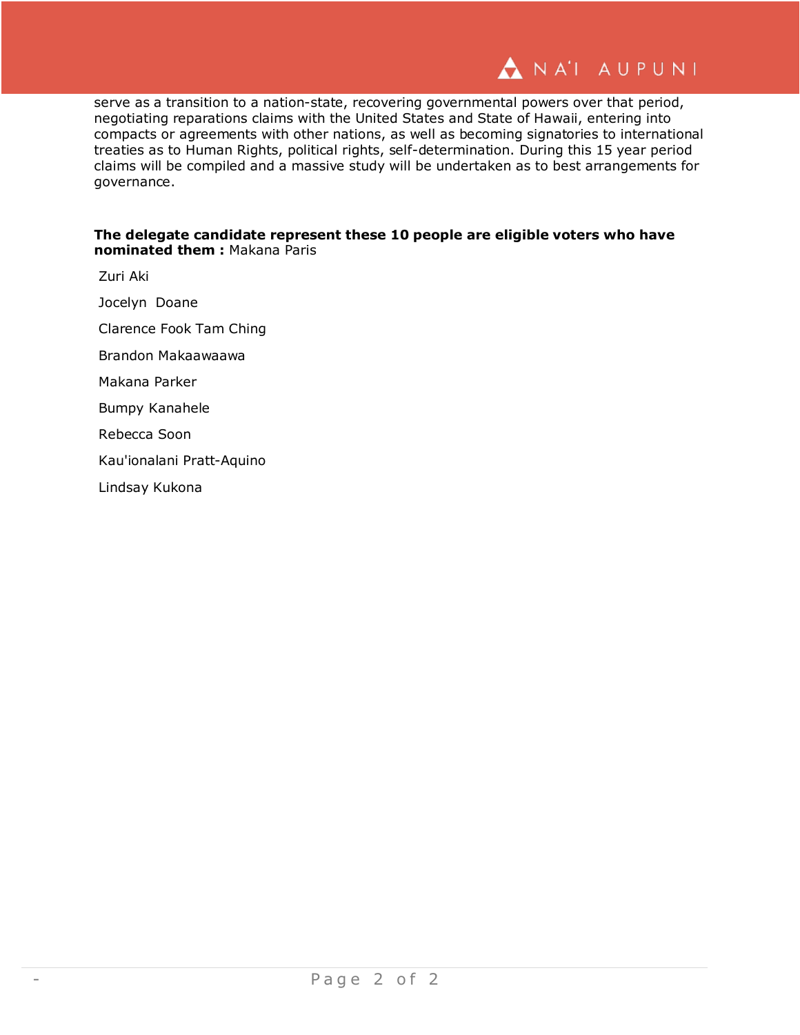serve as a transition to a nation-state, recovering governmental powers over that period, negotiating reparations claims with the United States and State of Hawaii, entering into compacts or agreements with other nations, as well as becoming signatories to international treaties as to Human Rights, political rights, self-determination. During this 15 year period claims will be compiled and a massive study will be undertaken as to best arrangements for governance.

**The delegate candidate represent these 10 people are eligible voters who have nominated them :** Makana Paris

Zuri Aki

Jocelyn Doane

Clarence Fook Tam Ching

Brandon Makaawaawa

Makana Parker

Bumpy Kanahele

Rebecca Soon

Kau'ionalani Pratt-Aquino

Lindsay Kukona